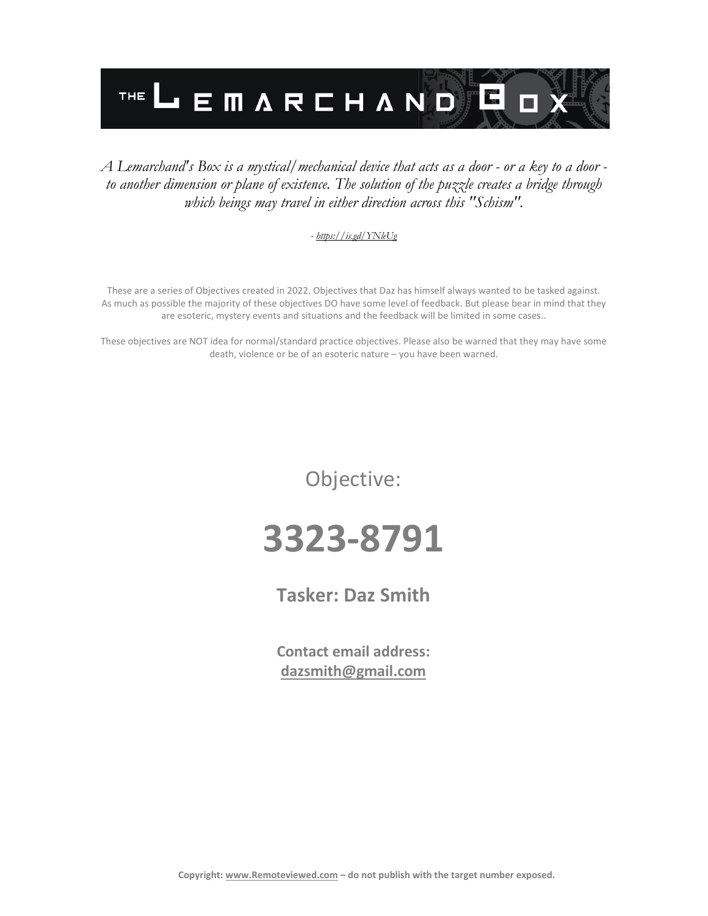# THE LEMARCHAND BOX

*A Lemarchand's Box is a mystical/mechanical device that acts as a door - or a key to a door - to another dimension or plane of existence. The solution of the puzzle creates a bridge through which beings may travel in either direction across this "Schism".*

*- https://is.gd/YNleUg*

These are a series of Objectives created in 2022. Objectives that Daz has himself always wanted to be tasked against. As much as possible the majority of these objectives DO have some level of feedback. But please bear in mind that they are esoteric, mystery events and situations and the feedback will be limited in some cases..

These objectives are NOT idea for normal/standard practice objectives. Please also be warned that they may have some death, violence or be of an esoteric nature – you have been warned.

Objective:

# 3323-8791

**Tasker: Daz Smith**

**Contact email address: dazsmith@gmail.com**

**Copyright: www.Remoteviewed.com – do not publish with the target number exposed.**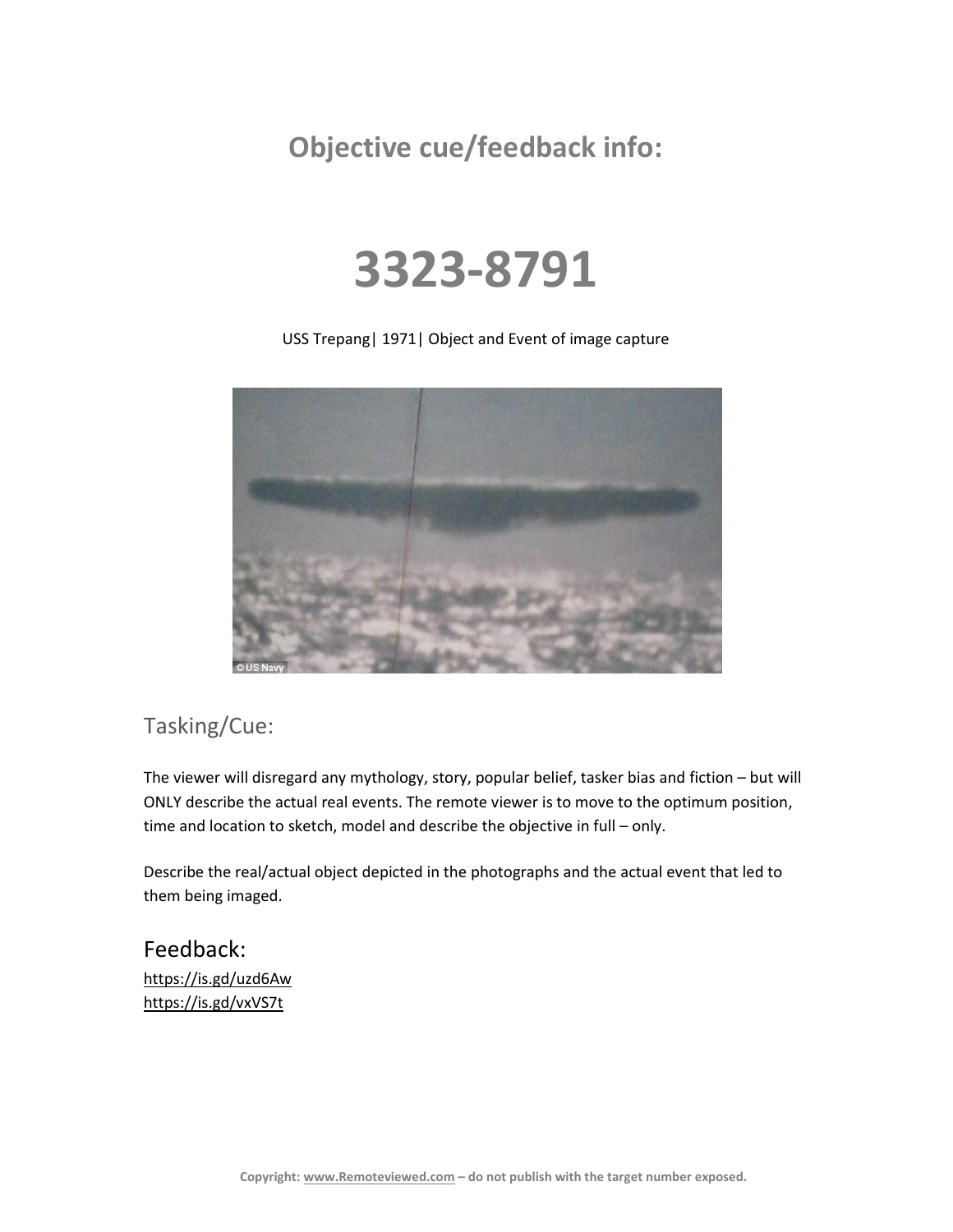# Objective cue/feedback info:

# 3323-8791

USS Trepang| 1971| Object and Event of image capture

## Tasking/Cue:

The viewer will disregard any mythology, story, popular belief, tasker bias and fiction – but will ONLY describe the actual real events. The remote viewer is to move to the optimum position, time and location to sketch, model and describe the objective in full – only.

Describe the real/actual object depicted in the photographs and the actual event that led to them being imaged.

## Feedback:

https://is.gd/uzd6Aw
https://is.gd/vxVS7t

**Copyright: www.Remoteviewed.com – do not publish with the target number exposed.**